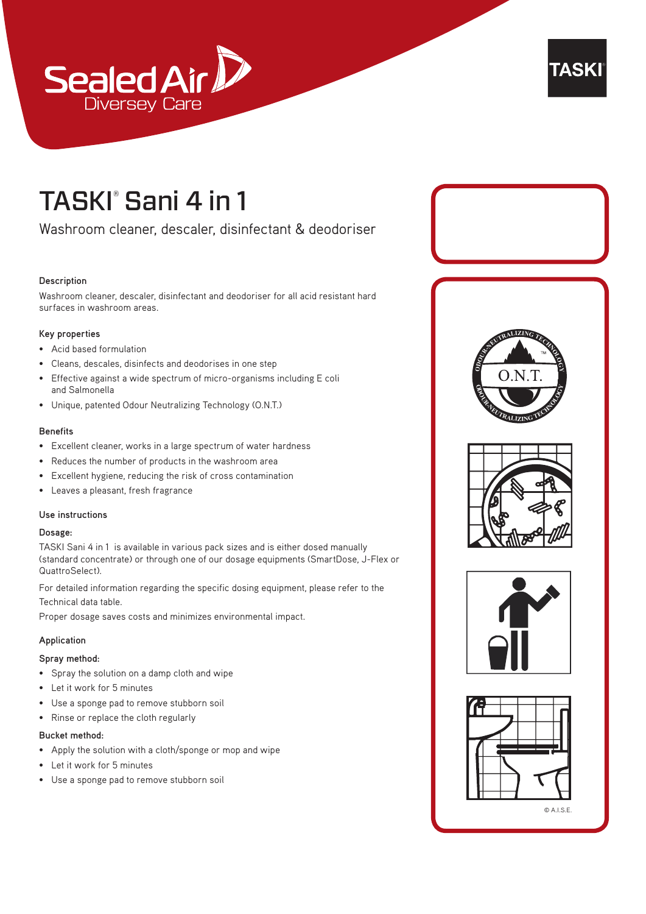# TASKI® Sani 4 in 1

Washroom cleaner, descaler, disinfectant & deodoriser

### Description

Washroom cleaner, descaler, disinfectant and deodoriser for all acid resistant hard surfaces in washroom areas.

### Key properties

- Acid based formulation
- Cleans, descales, disinfects and deodorises in one step
- Effective against a wide spectrum of micro-organisms including E coli and Salmonella
- Unique, patented Odour Neutralizing Technology (O.N.T.)

### Benefits

- Excellent cleaner, works in a large spectrum of water hardness
- Reduces the number of products in the washroom area
- Excellent hygiene, reducing the risk of cross contamination
- Leaves a pleasant, fresh fragrance

### Use instructions

**Dosage:**

TASKI Sani 4 in 1 is available in various pack sizes and is either dosed manually (standard concentrate) or through one of our dosage equipments (SmartDose, J-Flex or QuattroSelect).

For detailed information regarding the specific dosing equipment, please refer to the Technical data table.

Proper dosage saves costs and minimizes environmental impact.

### Application

**Spray method:**

- Spray the solution on a damp cloth and wipe
- Let it work for 5 minutes
- Use a sponge pad to remove stubborn soil
- Rinse or replace the cloth regularly

**Bucket method:**

- Apply the solution with a cloth/sponge or mop and wipe
- Let it work for 5 minutes
- Use a sponge pad to remove stubborn soil

© A.I.S.E.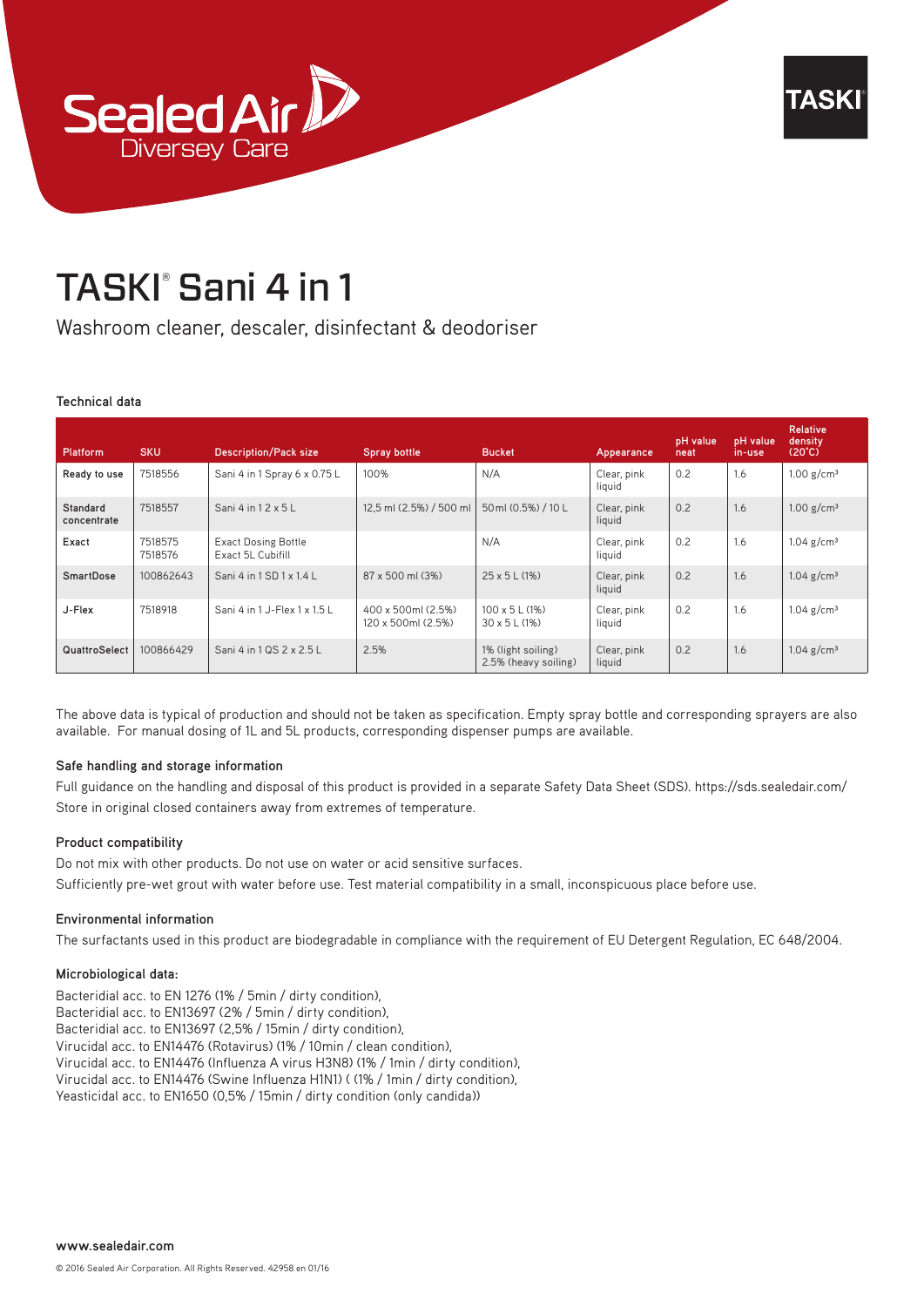# TASKI® Sani 4 in 1

Washroom cleaner, descaler, disinfectant & deodoriser

### Technical data

| Platform | SKU | Description/Pack size | Spray bottle | Bucket | Appearance | pH value neat | pH value in-use | Relative density (20°C) |
|---|---|---|---|---|---|---|---|---|
| Ready to use | 7518556 | Sani 4 in 1 Spray 6 x 0.75 L | 100% | N/A | Clear, pink liquid | 0.2 | 1.6 | 1.00 g/cm³ |
| Standard concentrate | 7518557 | Sani 4 in 1 2 x 5 L | 12,5 ml (2.5%) / 500 ml | 50 ml (0.5%) / 10 L | Clear, pink liquid | 0.2 | 1.6 | 1.00 g/cm³ |
| Exact | 7518575<br>7518576 | Exact Dosing Bottle<br>Exact 5L Cubifill | | N/A | Clear, pink liquid | 0.2 | 1.6 | 1.04 g/cm³ |
| SmartDose | 100862643 | Sani 4 in 1 SD 1 x 1.4 L | 87 x 500 ml (3%) | 25 x 5 L (1%) | Clear, pink liquid | 0.2 | 1.6 | 1.04 g/cm³ |
| J-Flex | 7518918 | Sani 4 in 1 J-Flex 1 x 1.5 L | 400 x 500ml (2.5%)<br>120 x 500ml (2.5%) | 100 x 5 L (1%)<br>30 x 5 L (1%) | Clear, pink liquid | 0.2 | 1.6 | 1.04 g/cm³ |
| QuattroSelect | 100866429 | Sani 4 in 1 QS 2 x 2.5 L | 2.5% | 1% (light soiling)<br>2.5% (heavy soiling) | Clear, pink liquid | 0.2 | 1.6 | 1.04 g/cm³ |

The above data is typical of production and should not be taken as specification. Empty spray bottle and corresponding sprayers are also available. For manual dosing of 1L and 5L products, corresponding dispenser pumps are available.

#### Safe handling and storage information

Full guidance on the handling and disposal of this product is provided in a separate Safety Data Sheet (SDS). https://sds.sealedair.com/

Store in original closed containers away from extremes of temperature.

#### Product compatibility

Do not mix with other products. Do not use on water or acid sensitive surfaces.

Sufficiently pre-wet grout with water before use. Test material compatibility in a small, inconspicuous place before use.

#### Environmental information

The surfactants used in this product are biodegradable in compliance with the requirement of EU Detergent Regulation, EC 648/2004.

#### Microbiological data:

Bacteridial acc. to EN 1276 (1% / 5min / dirty condition),
Bacteridial acc. to EN13697 (2% / 5min / dirty condition),
Bacteridial acc. to EN13697 (2,5% / 15min / dirty condition),
Virucidal acc. to EN14476 (Rotavirus) (1% / 10min / clean condition),
Virucidal acc. to EN14476 (Influenza A virus H3N8) (1% / 1min / dirty condition),
Virucidal acc. to EN14476 (Swine Influenza H1N1) ( (1% / 1min / dirty condition),
Yeasticidal acc. to EN1650 (0,5% / 15min / dirty condition (only candida))

**www.sealedair.com**

© 2016 Sealed Air Corporation. All Rights Reserved. 42958 en 01/16